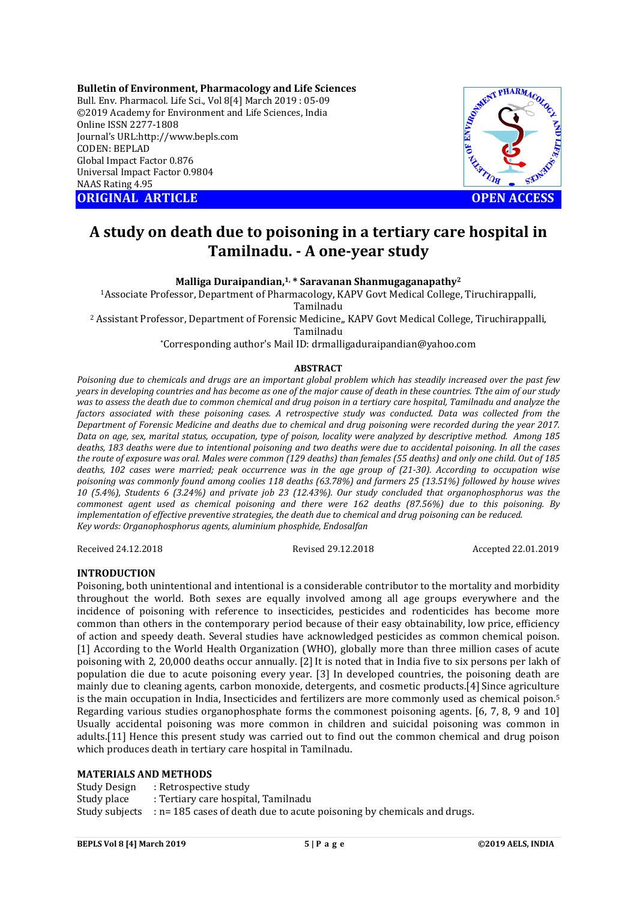**Bulletin of Environment, Pharmacology and Life Sciences**
Bull. Env. Pharmacol. Life Sci., Vol 8[4] March 2019 : 05-09
©2019 Academy for Environment and Life Sciences, India
Online ISSN 2277-1808
Journal's URL:http://www.bepls.com
CODEN: BEPLAD
Global Impact Factor 0.876
Universal Impact Factor 0.9804
NAAS Rating 4.95

**ORIGINAL ARTICLE** **OPEN ACCESS**

# A study on death due to poisoning in a tertiary care hospital in Tamilnadu. - A one-year study

**Malliga Duraipandian,[1,*] Saravanan Shanmugaganapathy[2]**

[1]Associate Professor, Department of Pharmacology, KAPV Govt Medical College, Tiruchirappalli, Tamilnadu

[2] Assistant Professor, Department of Forensic Medicine,, KAPV Govt Medical College, Tiruchirappalli, Tamilnadu

*Corresponding author's Mail ID: drmalligaduraipandian@yahoo.com

## ABSTRACT

*Poisoning due to chemicals and drugs are an important global problem which has steadily increased over the past few years in developing countries and has become as one of the major cause of death in these countries. Tthe aim of our study was to assess the death due to common chemical and drug poison in a tertiary care hospital, Tamilnadu and analyze the factors associated with these poisoning cases. A retrospective study was conducted. Data was collected from the Department of Forensic Medicine and deaths due to chemical and drug poisoning were recorded during the year 2017. Data on age, sex, marital status, occupation, type of poison, locality were analyzed by descriptive method. Among 185 deaths, 183 deaths were due to intentional poisoning and two deaths were due to accidental poisoning. In all the cases the route of exposure was oral. Males were common (129 deaths) than females (55 deaths) and only one child. Out of 185 deaths, 102 cases were married; peak occurrence was in the age group of (21-30). According to occupation wise poisoning was commonly found among coolies 118 deaths (63.78%) and farmers 25 (13.51%) followed by house wives 10 (5.4%), Students 6 (3.24%) and private job 23 (12.43%). Our study concluded that organophosphorus was the commonest agent used as chemical poisoning and there were 162 deaths (87.56%) due to this poisoning. By implementation of effective preventive strategies, the death due to chemical and drug poisoning can be reduced.*

*Key words: Organophosphorus agents, aluminium phosphide, Endosalfan*

Received 24.12.2018 Revised 29.12.2018 Accepted 22.01.2019

## INTRODUCTION

Poisoning, both unintentional and intentional is a considerable contributor to the mortality and morbidity throughout the world. Both sexes are equally involved among all age groups everywhere and the incidence of poisoning with reference to insecticides, pesticides and rodenticides has become more common than others in the contemporary period because of their easy obtainability, low price, efficiency of action and speedy death. Several studies have acknowledged pesticides as common chemical poison.[1] According to the World Health Organization (WHO), globally more than three million cases of acute poisoning with 2, 20,000 deaths occur annually. [2] It is noted that in India five to six persons per lakh of population die due to acute poisoning every year. [3] In developed countries, the poisoning death are mainly due to cleaning agents, carbon monoxide, detergents, and cosmetic products.[4] Since agriculture is the main occupation in India, Insecticides and fertilizers are more commonly used as chemical poison.[5] Regarding various studies organophosphate forms the commonest poisoning agents. [6, 7, 8, 9 and 10] Usually accidental poisoning was more common in children and suicidal poisoning was common in adults.[11] Hence this present study was carried out to find out the common chemical and drug poison which produces death in tertiary care hospital in Tamilnadu.

## MATERIALS AND METHODS

Study Design : Retrospective study
Study place : Tertiary care hospital, Tamilnadu
Study subjects : n= 185 cases of death due to acute poisoning by chemicals and drugs.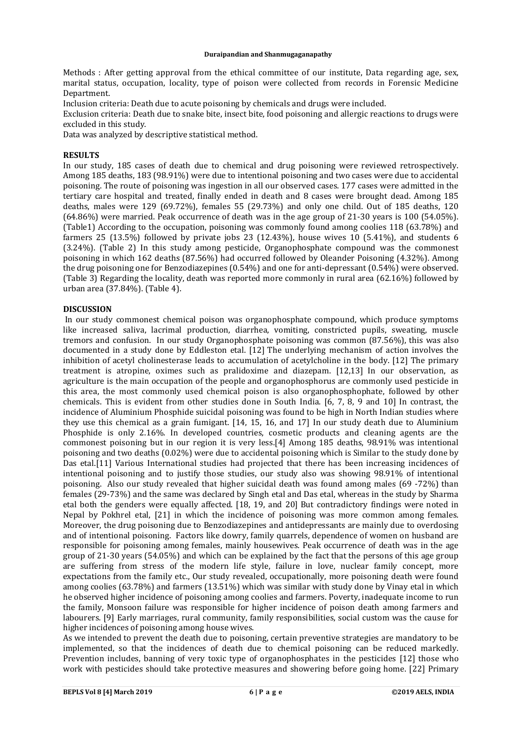Methods : After getting approval from the ethical committee of our institute, Data regarding age, sex, marital status, occupation, locality, type of poison were collected from records in Forensic Medicine Department.

Inclusion criteria: Death due to acute poisoning by chemicals and drugs were included.

Exclusion criteria: Death due to snake bite, insect bite, food poisoning and allergic reactions to drugs were excluded in this study.

Data was analyzed by descriptive statistical method.

## RESULTS

In our study, 185 cases of death due to chemical and drug poisoning were reviewed retrospectively. Among 185 deaths, 183 (98.91%) were due to intentional poisoning and two cases were due to accidental poisoning. The route of poisoning was ingestion in all our observed cases. 177 cases were admitted in the tertiary care hospital and treated, finally ended in death and 8 cases were brought dead. Among 185 deaths, males were 129 (69.72%), females 55 (29.73%) and only one child. Out of 185 deaths, 120 (64.86%) were married. Peak occurrence of death was in the age group of 21-30 years is 100 (54.05%). (Table1) According to the occupation, poisoning was commonly found among coolies 118 (63.78%) and farmers 25 (13.5%) followed by private jobs 23 (12.43%), house wives 10 (5.41%), and students 6 (3.24%). (Table 2) In this study among pesticide, Organophosphate compound was the commonest poisoning in which 162 deaths (87.56%) had occurred followed by Oleander Poisoning (4.32%). Among the drug poisoning one for Benzodiazepines (0.54%) and one for anti-depressant (0.54%) were observed. (Table 3) Regarding the locality, death was reported more commonly in rural area (62.16%) followed by urban area (37.84%). (Table 4).

## DISCUSSION

In our study commonest chemical poison was organophosphate compound, which produce symptoms like increased saliva, lacrimal production, diarrhea, vomiting, constricted pupils, sweating, muscle tremors and confusion. In our study Organophosphate poisoning was common (87.56%), this was also documented in a study done by Eddleston etal. [12] The underlying mechanism of action involves the inhibition of acetyl cholinesterase leads to accumulation of acetylcholine in the body. [12] The primary treatment is atropine, oximes such as pralidoxime and diazepam. [12,13] In our observation, as agriculture is the main occupation of the people and organophosphorus are commonly used pesticide in this area, the most commonly used chemical poison is also organophosphophate, followed by other chemicals. This is evident from other studies done in South India. [6, 7, 8, 9 and 10] In contrast, the incidence of Aluminium Phosphide suicidal poisoning was found to be high in North Indian studies where they use this chemical as a grain fumigant. [14, 15, 16, and 17] In our study death due to Aluminium Phosphide is only 2.16%. In developed countries, cosmetic products and cleaning agents are the commonest poisoning but in our region it is very less.[4] Among 185 deaths, 98.91% was intentional poisoning and two deaths (0.02%) were due to accidental poisoning which is Similar to the study done by Das etal.[11] Various International studies had projected that there has been increasing incidences of intentional poisoning and to justify those studies, our study also was showing 98.91% of intentional poisoning. Also our study revealed that higher suicidal death was found among males (69 -72%) than females (29-73%) and the same was declared by Singh etal and Das etal, whereas in the study by Sharma etal both the genders were equally affected. [18, 19, and 20] But contradictory findings were noted in Nepal by Pokhrel etal, [21] in which the incidence of poisoning was more common among females. Moreover, the drug poisoning due to Benzodiazepines and antidepressants are mainly due to overdosing and of intentional poisoning. Factors like dowry, family quarrels, dependence of women on husband are responsible for poisoning among females, mainly housewives. Peak occurrence of death was in the age group of 21-30 years (54.05%) and which can be explained by the fact that the persons of this age group are suffering from stress of the modern life style, failure in love, nuclear family concept, more expectations from the family etc., Our study revealed, occupationally, more poisoning death were found among coolies (63.78%) and farmers (13.51%) which was similar with study done by Vinay etal in which he observed higher incidence of poisoning among coolies and farmers. Poverty, inadequate income to run the family, Monsoon failure was responsible for higher incidence of poison death among farmers and labourers. [9] Early marriages, rural community, family responsibilities, social custom was the cause for higher incidences of poisoning among house wives.

As we intended to prevent the death due to poisoning, certain preventive strategies are mandatory to be implemented, so that the incidences of death due to chemical poisoning can be reduced markedly. Prevention includes, banning of very toxic type of organophosphates in the pesticides [12] those who work with pesticides should take protective measures and showering before going home. [22] Primary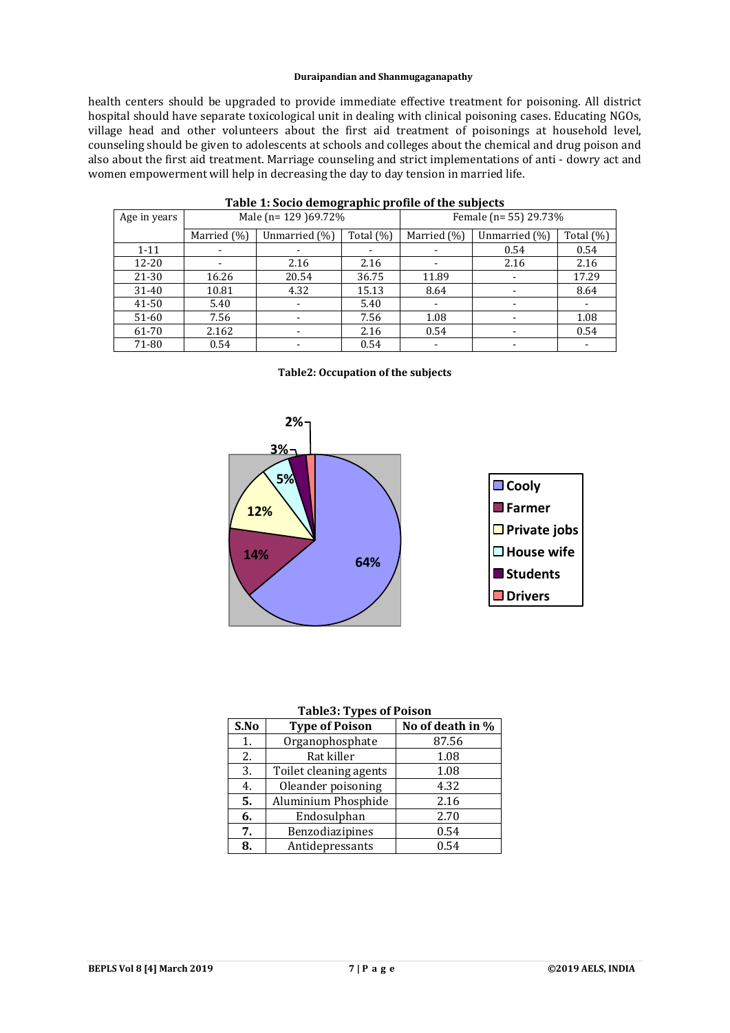health centers should be upgraded to provide immediate effective treatment for poisoning. All district hospital should have separate toxicological unit in dealing with clinical poisoning cases. Educating NGOs, village head and other volunteers about the first aid treatment of poisonings at household level, counseling should be given to adolescents at schools and colleges about the chemical and drug poison and also about the first aid treatment. Marriage counseling and strict implementations of anti - dowry act and women empowerment will help in decreasing the day to day tension in married life.

**Table 1: Socio demographic profile of the subjects**

| Age in years | Male (n= 129 )69.72% | | | Female (n= 55) 29.73% | | |
|---|---|---|---|---|---|---|
| | Married (%) | Unmarried (%) | Total (%) | Married (%) | Unmarried (%) | Total (%) |
| 1-11 | - | - | - | - | 0.54 | 0.54 |
| 12-20 | - | 2.16 | 2.16 | - | 2.16 | 2.16 |
| 21-30 | 16.26 | 20.54 | 36.75 | 11.89 | - | 17.29 |
| 31-40 | 10.81 | 4.32 | 15.13 | 8.64 | - | 8.64 |
| 41-50 | 5.40 | - | 5.40 | - | - | - |
| 51-60 | 7.56 | - | 7.56 | 1.08 | - | 1.08 |
| 61-70 | 2.162 | - | 2.16 | 0.54 | - | 0.54 |
| 71-80 | 0.54 | - | 0.54 | - | - | - |

**Table2: Occupation of the subjects**

| Occupation | % |
|---|---|
| Cooly | 64% |
| Farmer | 14% |
| Private jobs | 12% |
| House wife | 5% |
| Students | 3% |
| Drivers | 2% |

**Table3: Types of Poison**

| S.No | Type of Poison | No of death in % |
|---|---|---|
| 1. | Organophosphate | 87.56 |
| 2. | Rat killer | 1.08 |
| 3. | Toilet cleaning agents | 1.08 |
| 4. | Oleander poisoning | 4.32 |
| **5.** | Aluminium Phosphide | 2.16 |
| **6.** | Endosulphan | 2.70 |
| **7.** | Benzodiazipines | 0.54 |
| **8.** | Antidepressants | 0.54 |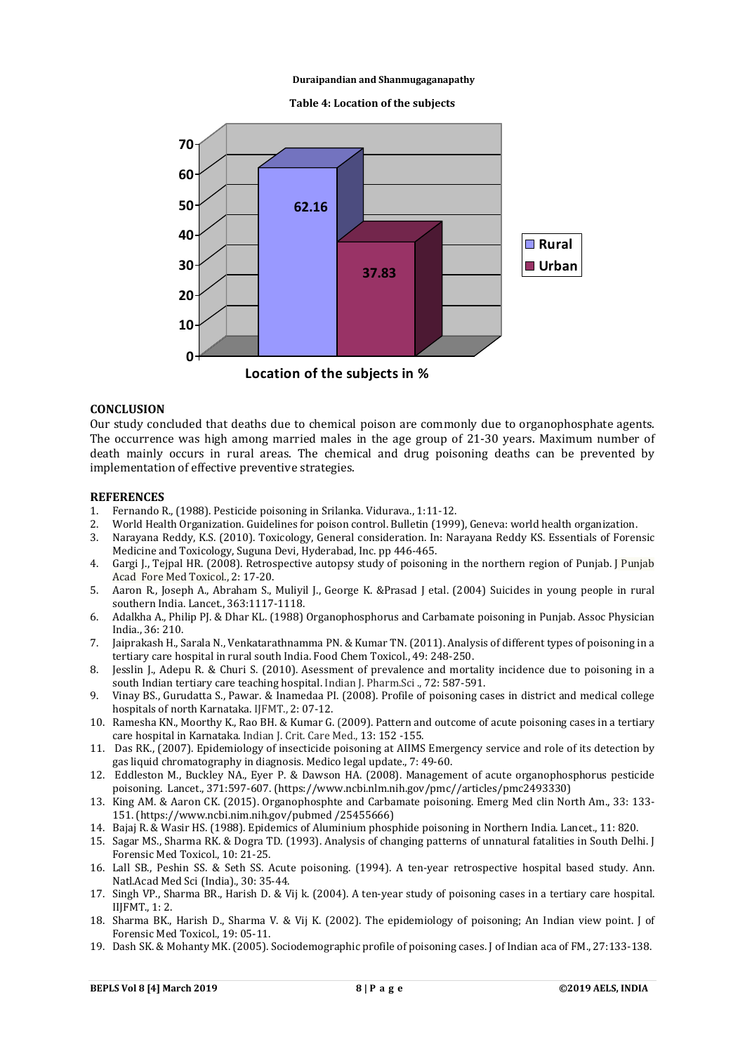**Table 4: Location of the subjects**

| Location | % |
|---|---|
| Rural | 62.16 |
| Urban | 37.83 |

**Location of the subjects in %**

## CONCLUSION

Our study concluded that deaths due to chemical poison are commonly due to organophosphate agents. The occurrence was high among married males in the age group of 21-30 years. Maximum number of death mainly occurs in rural areas. The chemical and drug poisoning deaths can be prevented by implementation of effective preventive strategies.

## REFERENCES

1. Fernando R., (1988). Pesticide poisoning in Srilanka. Vidurava., 1:11-12.
2. World Health Organization. Guidelines for poison control. Bulletin (1999), Geneva: world health organization.
3. Narayana Reddy, K.S. (2010). Toxicology, General consideration. In: Narayana Reddy KS. Essentials of Forensic Medicine and Toxicology, Suguna Devi, Hyderabad, Inc. pp 446-465.
4. Gargi J., Tejpal HR. (2008). Retrospective autopsy study of poisoning in the northern region of Punjab. J Punjab Acad Fore Med Toxicol., 2: 17-20.
5. Aaron R., Joseph A., Abraham S., Muliyil J., George K. &Prasad J etal. (2004) Suicides in young people in rural southern India. Lancet., 363:1117-1118.
6. Adalkha A., Philip PJ. & Dhar KL. (1988) Organophosphorus and Carbamate poisoning in Punjab. Assoc Physician India., 36: 210.
7. Jaiprakash H., Sarala N., Venkatarathnamma PN. & Kumar TN. (2011). Analysis of different types of poisoning in a tertiary care hospital in rural south India. Food Chem Toxicol., 49: 248-250.
8. Jesslin J., Adepu R. & Churi S. (2010). Asessment of prevalence and mortality incidence due to poisoning in a south Indian tertiary care teaching hospital. Indian J. Pharm.Sci ., 72: 587-591.
9. Vinay BS., Gurudatta S., Pawar. & Inamedaa PI. (2008). Profile of poisoning cases in district and medical college hospitals of north Karnataka. IJFMT., 2: 07-12.
10. Ramesha KN., Moorthy K., Rao BH. & Kumar G. (2009). Pattern and outcome of acute poisoning cases in a tertiary care hospital in Karnataka. Indian J. Crit. Care Med., 13: 152 -155.
11. Das RK., (2007). Epidemiology of insecticide poisoning at AIIMS Emergency service and role of its detection by gas liquid chromatography in diagnosis. Medico legal update., 7: 49-60.
12. Eddleston M., Buckley NA., Eyer P. & Dawson HA. (2008). Management of acute organophosphorus pesticide poisoning. Lancet., 371:597-607. (https://www.ncbi.nlm.nih.gov/pmc//articles/pmc2493330)
13. King AM. & Aaron CK. (2015). Organophosphte and Carbamate poisoning. Emerg Med clin North Am., 33: 133-151. (https://www.ncbi.nim.nih.gov/pubmed /25455666)
14. Bajaj R. & Wasir HS. (1988). Epidemics of Aluminium phosphide poisoning in Northern India. Lancet., 11: 820.
15. Sagar MS., Sharma RK. & Dogra TD. (1993). Analysis of changing patterns of unnatural fatalities in South Delhi. J Forensic Med Toxicol., 10: 21-25.
16. Lall SB., Peshin SS. & Seth SS. Acute poisoning. (1994). A ten-year retrospective hospital based study. Ann. Natl.Acad Med Sci (India)., 30: 35-44.
17. Singh VP., Sharma BR., Harish D. & Vij k. (2004). A ten-year study of poisoning cases in a tertiary care hospital. IIJFMT., 1: 2.
18. Sharma BK., Harish D., Sharma V. & Vij K. (2002). The epidemiology of poisoning; An Indian view point. J of Forensic Med Toxicol., 19: 05-11.
19. Dash SK. & Mohanty MK. (2005). Sociodemographic profile of poisoning cases. J of Indian aca of FM., 27:133-138.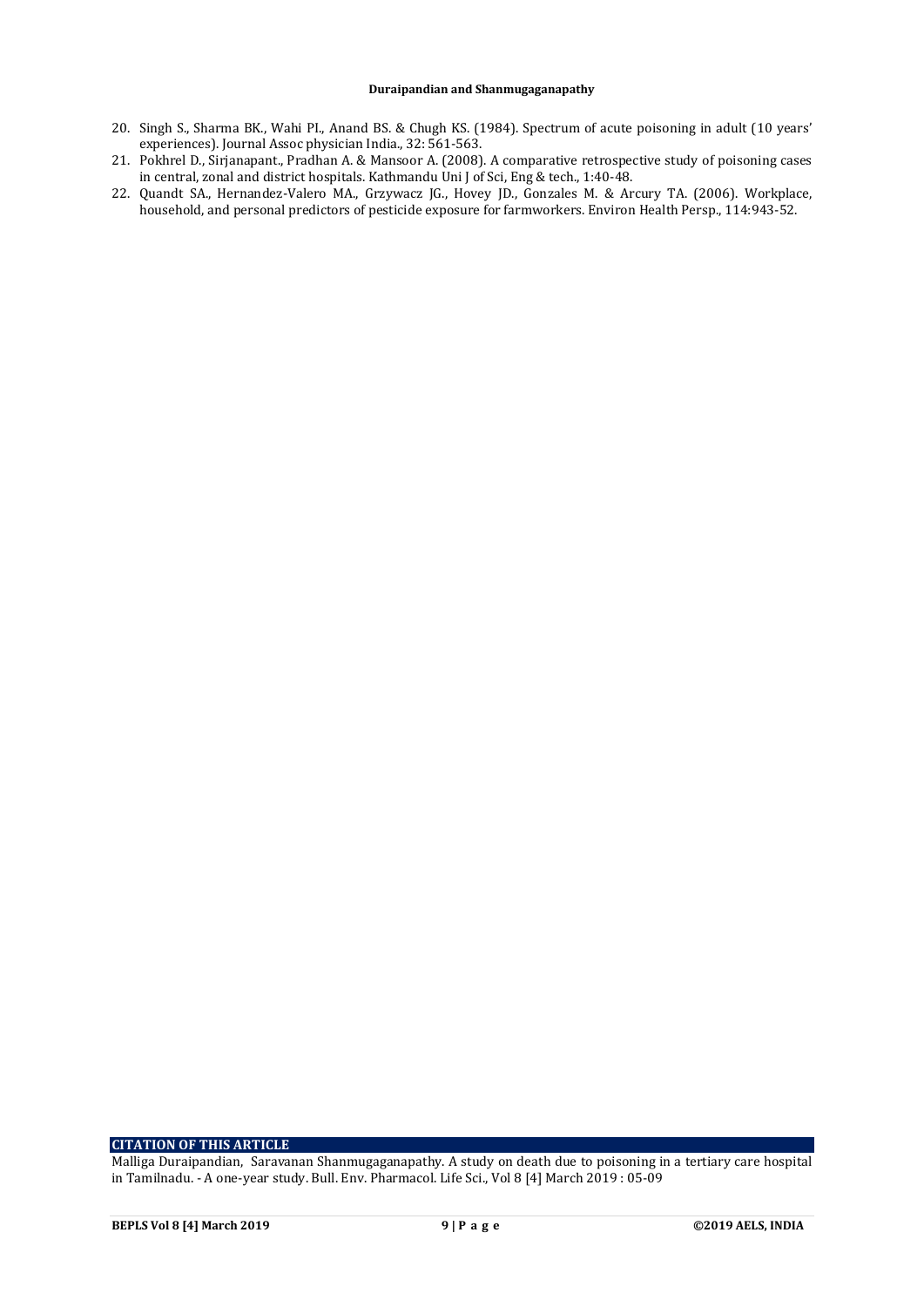20. Singh S., Sharma BK., Wahi PI., Anand BS. & Chugh KS. (1984). Spectrum of acute poisoning in adult (10 years' experiences). Journal Assoc physician India., 32: 561-563.
21. Pokhrel D., Sirjanapant., Pradhan A. & Mansoor A. (2008). A comparative retrospective study of poisoning cases in central, zonal and district hospitals. Kathmandu Uni J of Sci, Eng & tech., 1:40-48.
22. Quandt SA., Hernandez-Valero MA., Grzywacz JG., Hovey JD., Gonzales M. & Arcury TA. (2006). Workplace, household, and personal predictors of pesticide exposure for farmworkers. Environ Health Persp., 114:943-52.

**CITATION OF THIS ARTICLE**

Malliga Duraipandian, Saravanan Shanmugaganapathy. A study on death due to poisoning in a tertiary care hospital in Tamilnadu. - A one-year study. Bull. Env. Pharmacol. Life Sci., Vol 8 [4] March 2019 : 05-09